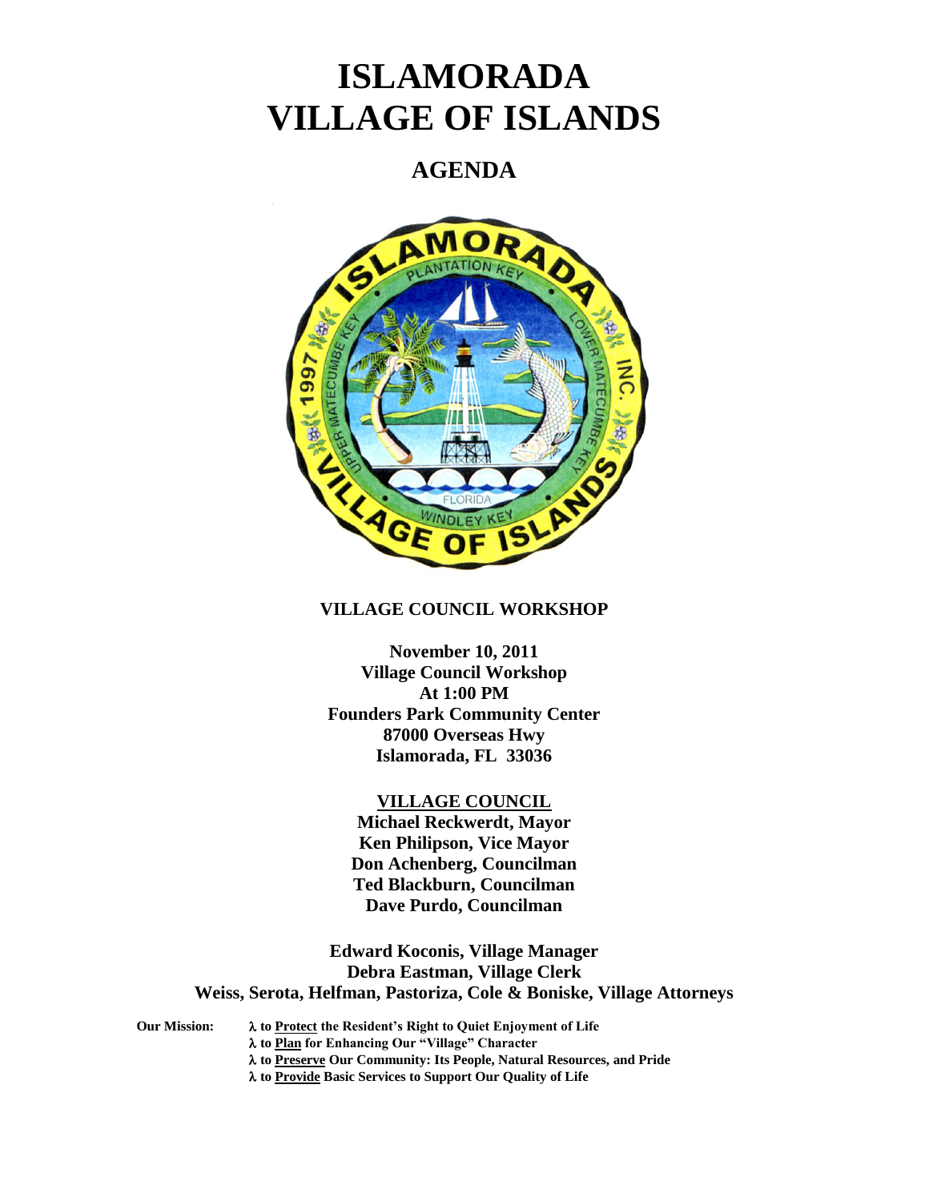# ISLAMORADA VILLAGE OF ISLANDS

## AGENDA

**VILLAGE COUNCIL WORKSHOP**

**November 10, 2011**
**Village Council Workshop**
**At 1:00 PM**
**Founders Park Community Center**
**87000 Overseas Hwy**
**Islamorada, FL 33036**

**VILLAGE COUNCIL**
**Michael Reckwerdt, Mayor**
**Ken Philipson, Vice Mayor**
**Don Achenberg, Councilman**
**Ted Blackburn, Councilman**
**Dave Purdo, Councilman**

**Edward Koconis, Village Manager**
**Debra Eastman, Village Clerk**
**Weiss, Serota, Helfman, Pastoriza, Cole & Boniske, Village Attorneys**

**Our Mission:**
- **to Protect the Resident's Right to Quiet Enjoyment of Life**
- **to Plan for Enhancing Our "Village" Character**
- **to Preserve Our Community: Its People, Natural Resources, and Pride**
- **to Provide Basic Services to Support Our Quality of Life**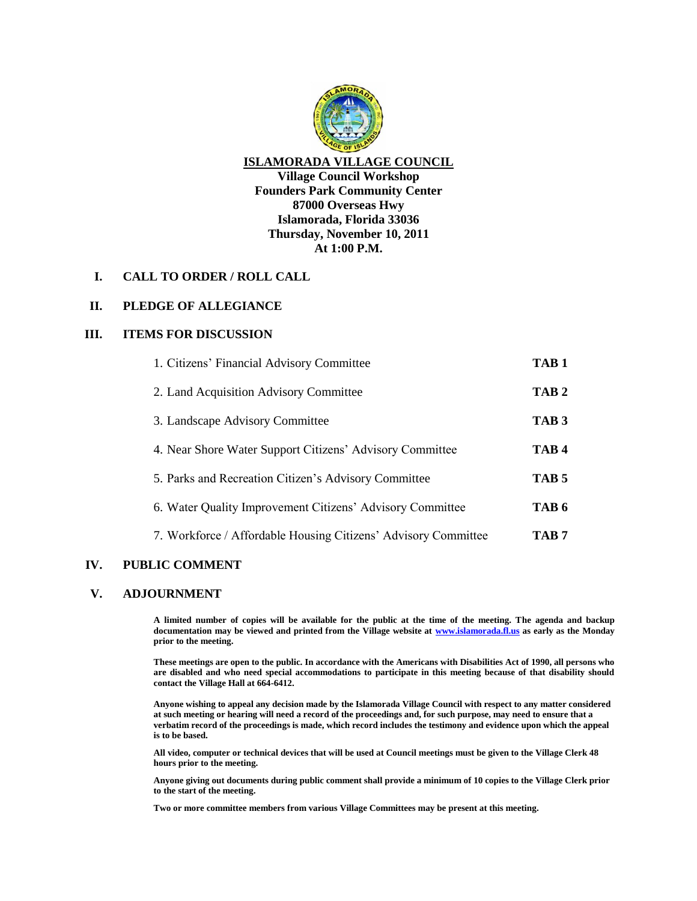# ISLAMORADA VILLAGE COUNCIL

**Village Council Workshop**
**Founders Park Community Center**
**87000 Overseas Hwy**
**Islamorada, Florida 33036**
**Thursday, November 10, 2011**
**At 1:00 P.M.**

## I. CALL TO ORDER / ROLL CALL

## II. PLEDGE OF ALLEGIANCE

## III. ITEMS FOR DISCUSSION

| | |
|---|---|
| 1. Citizens' Financial Advisory Committee | **TAB 1** |
| 2. Land Acquisition Advisory Committee | **TAB 2** |
| 3. Landscape Advisory Committee | **TAB 3** |
| 4. Near Shore Water Support Citizens' Advisory Committee | **TAB 4** |
| 5. Parks and Recreation Citizen's Advisory Committee | **TAB 5** |
| 6. Water Quality Improvement Citizens' Advisory Committee | **TAB 6** |
| 7. Workforce / Affordable Housing Citizens' Advisory Committee | **TAB 7** |

## IV. PUBLIC COMMENT

## V. ADJOURNMENT

**A limited number of copies will be available for the public at the time of the meeting. The agenda and backup documentation may be viewed and printed from the Village website at www.islamorada.fl.us as early as the Monday prior to the meeting.**

**These meetings are open to the public. In accordance with the Americans with Disabilities Act of 1990, all persons who are disabled and who need special accommodations to participate in this meeting because of that disability should contact the Village Hall at 664-6412.**

**Anyone wishing to appeal any decision made by the Islamorada Village Council with respect to any matter considered at such meeting or hearing will need a record of the proceedings and, for such purpose, may need to ensure that a verbatim record of the proceedings is made, which record includes the testimony and evidence upon which the appeal is to be based.**

**All video, computer or technical devices that will be used at Council meetings must be given to the Village Clerk 48 hours prior to the meeting.**

**Anyone giving out documents during public comment shall provide a minimum of 10 copies to the Village Clerk prior to the start of the meeting.**

**Two or more committee members from various Village Committees may be present at this meeting.**